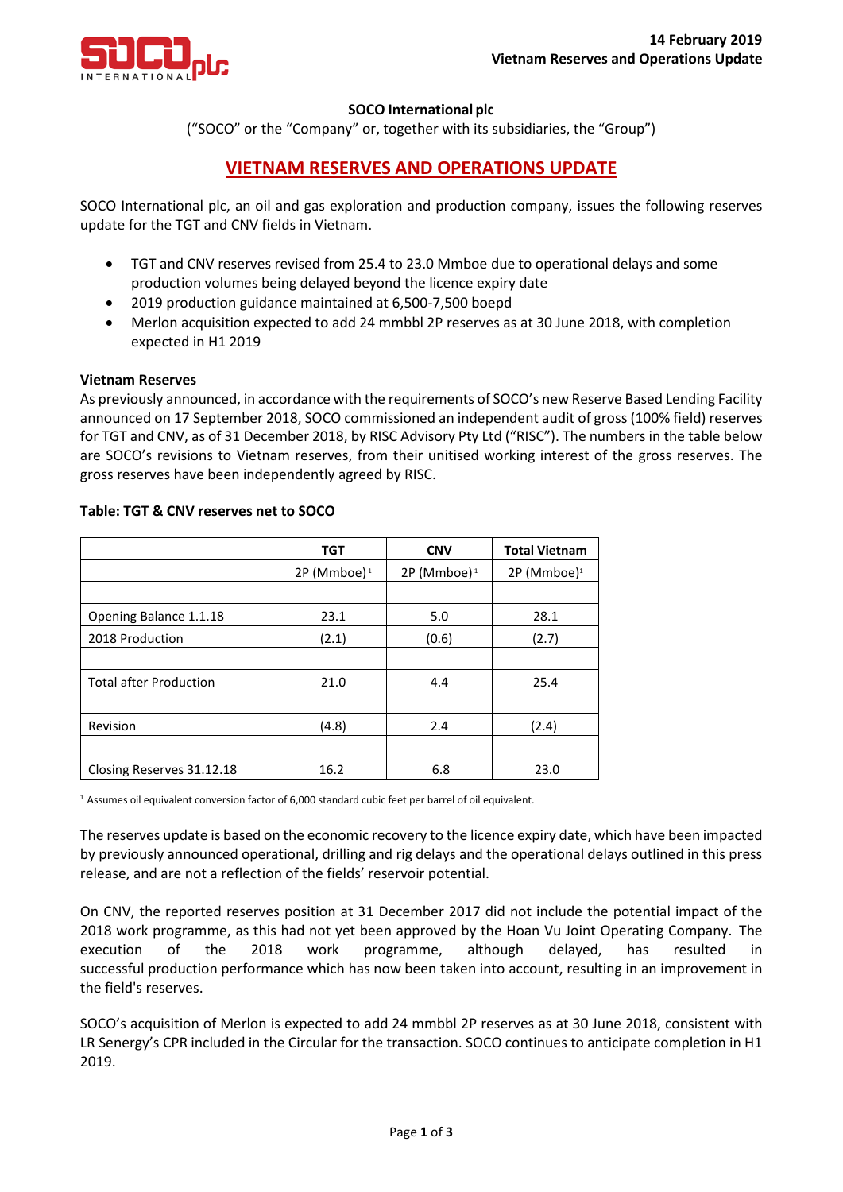14 February 2019
Vietnam Reserves and Operations Update

**SOCO International plc**

("SOCO" or the "Company" or, together with its subsidiaries, the "Group")

# VIETNAM RESERVES AND OPERATIONS UPDATE

SOCO International plc, an oil and gas exploration and production company, issues the following reserves update for the TGT and CNV fields in Vietnam.

- TGT and CNV reserves revised from 25.4 to 23.0 Mmboe due to operational delays and some production volumes being delayed beyond the licence expiry date
- 2019 production guidance maintained at 6,500-7,500 boepd
- Merlon acquisition expected to add 24 mmbbl 2P reserves as at 30 June 2018, with completion expected in H1 2019

**Vietnam Reserves**

As previously announced, in accordance with the requirements of SOCO's new Reserve Based Lending Facility announced on 17 September 2018, SOCO commissioned an independent audit of gross (100% field) reserves for TGT and CNV, as of 31 December 2018, by RISC Advisory Pty Ltd ("RISC"). The numbers in the table below are SOCO's revisions to Vietnam reserves, from their unitised working interest of the gross reserves. The gross reserves have been independently agreed by RISC.

**Table: TGT & CNV reserves net to SOCO**

| | TGT | CNV | Total Vietnam |
|---|---|---|---|
| | 2P (Mmboe)[1] | 2P (Mmboe)[1] | 2P (Mmboe)[1] |
| | | | |
| Opening Balance 1.1.18 | 23.1 | 5.0 | 28.1 |
| 2018 Production | (2.1) | (0.6) | (2.7) |
| | | | |
| Total after Production | 21.0 | 4.4 | 25.4 |
| | | | |
| Revision | (4.8) | 2.4 | (2.4) |
| | | | |
| Closing Reserves 31.12.18 | 16.2 | 6.8 | 23.0 |

[1] Assumes oil equivalent conversion factor of 6,000 standard cubic feet per barrel of oil equivalent.

The reserves update is based on the economic recovery to the licence expiry date, which have been impacted by previously announced operational, drilling and rig delays and the operational delays outlined in this press release, and are not a reflection of the fields' reservoir potential.

On CNV, the reported reserves position at 31 December 2017 did not include the potential impact of the 2018 work programme, as this had not yet been approved by the Hoan Vu Joint Operating Company. The execution of the 2018 work programme, although delayed, has resulted in successful production performance which has now been taken into account, resulting in an improvement in the field's reserves.

SOCO's acquisition of Merlon is expected to add 24 mmbbl 2P reserves as at 30 June 2018, consistent with LR Senergy's CPR included in the Circular for the transaction. SOCO continues to anticipate completion in H1 2019.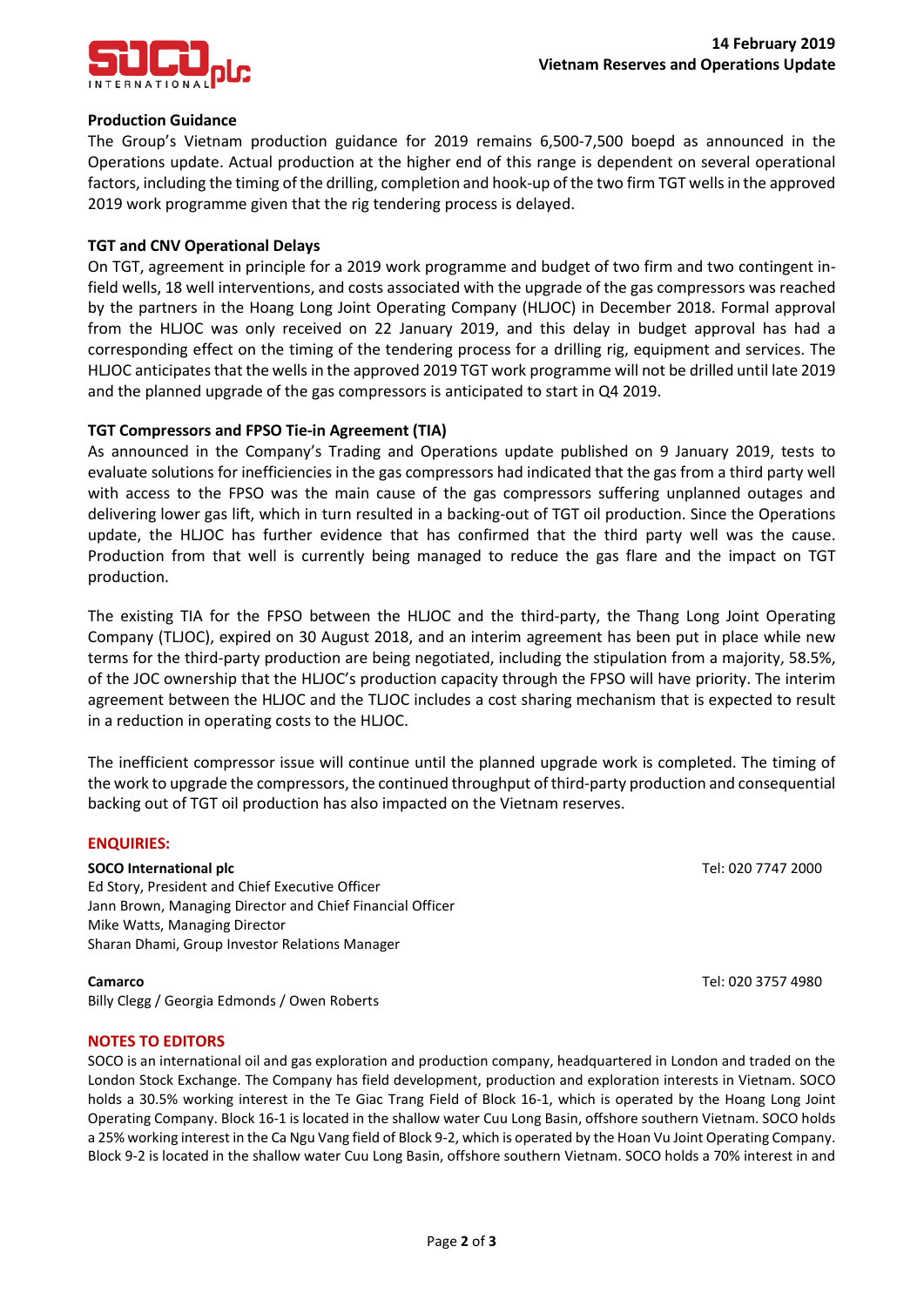## Production Guidance

The Group's Vietnam production guidance for 2019 remains 6,500-7,500 boepd as announced in the Operations update. Actual production at the higher end of this range is dependent on several operational factors, including the timing of the drilling, completion and hook-up of the two firm TGT wells in the approved 2019 work programme given that the rig tendering process is delayed.

## TGT and CNV Operational Delays

On TGT, agreement in principle for a 2019 work programme and budget of two firm and two contingent in-field wells, 18 well interventions, and costs associated with the upgrade of the gas compressors was reached by the partners in the Hoang Long Joint Operating Company (HLJOC) in December 2018. Formal approval from the HLJOC was only received on 22 January 2019, and this delay in budget approval has had a corresponding effect on the timing of the tendering process for a drilling rig, equipment and services. The HLJOC anticipates that the wells in the approved 2019 TGT work programme will not be drilled until late 2019 and the planned upgrade of the gas compressors is anticipated to start in Q4 2019.

## TGT Compressors and FPSO Tie-in Agreement (TIA)

As announced in the Company's Trading and Operations update published on 9 January 2019, tests to evaluate solutions for inefficiencies in the gas compressors had indicated that the gas from a third party well with access to the FPSO was the main cause of the gas compressors suffering unplanned outages and delivering lower gas lift, which in turn resulted in a backing-out of TGT oil production. Since the Operations update, the HLJOC has further evidence that has confirmed that the third party well was the cause. Production from that well is currently being managed to reduce the gas flare and the impact on TGT production.

The existing TIA for the FPSO between the HLJOC and the third-party, the Thang Long Joint Operating Company (TLJOC), expired on 30 August 2018, and an interim agreement has been put in place while new terms for the third-party production are being negotiated, including the stipulation from a majority, 58.5%, of the JOC ownership that the HLJOC's production capacity through the FPSO will have priority. The interim agreement between the HLJOC and the TLJOC includes a cost sharing mechanism that is expected to result in a reduction in operating costs to the HLJOC.

The inefficient compressor issue will continue until the planned upgrade work is completed. The timing of the work to upgrade the compressors, the continued throughput of third-party production and consequential backing out of TGT oil production has also impacted on the Vietnam reserves.

## ENQUIRIES:

**SOCO International plc** Tel: 020 7747 2000

Ed Story, President and Chief Executive Officer
Jann Brown, Managing Director and Chief Financial Officer
Mike Watts, Managing Director
Sharan Dhami, Group Investor Relations Manager

**Camarco** Tel: 020 3757 4980

Billy Clegg / Georgia Edmonds / Owen Roberts

## NOTES TO EDITORS

SOCO is an international oil and gas exploration and production company, headquartered in London and traded on the London Stock Exchange. The Company has field development, production and exploration interests in Vietnam. SOCO holds a 30.5% working interest in the Te Giac Trang Field of Block 16-1, which is operated by the Hoang Long Joint Operating Company. Block 16-1 is located in the shallow water Cuu Long Basin, offshore southern Vietnam. SOCO holds a 25% working interest in the Ca Ngu Vang field of Block 9-2, which is operated by the Hoan Vu Joint Operating Company. Block 9-2 is located in the shallow water Cuu Long Basin, offshore southern Vietnam. SOCO holds a 70% interest in and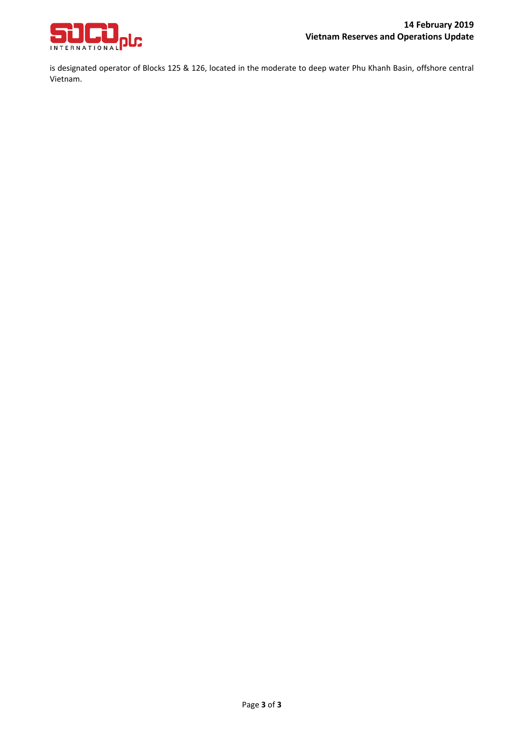is designated operator of Blocks 125 & 126, located in the moderate to deep water Phu Khanh Basin, offshore central Vietnam.